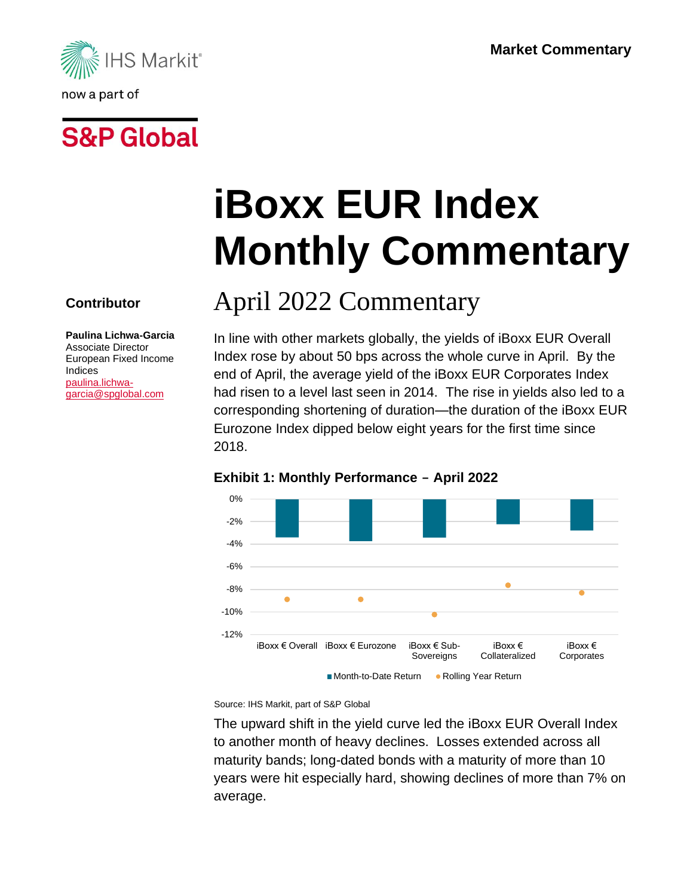Market Commentary

# iBoxx EUR Index Monthly Commentary

## April 2022 Commentary

**Contributor**

**Paulina Lichwa-Garcia**
Associate Director
European Fixed Income Indices
paulina.lichwa-garcia@spglobal.com

In line with other markets globally, the yields of iBoxx EUR Overall Index rose by about 50 bps across the whole curve in April. By the end of April, the average yield of the iBoxx EUR Corporates Index had risen to a level last seen in 2014. The rise in yields also led to a corresponding shortening of duration—the duration of the iBoxx EUR Eurozone Index dipped below eight years for the first time since 2018.

### Exhibit 1: Monthly Performance – April 2022

Source: IHS Markit, part of S&P Global

The upward shift in the yield curve led the iBoxx EUR Overall Index to another month of heavy declines. Losses extended across all maturity bands; long-dated bonds with a maturity of more than 10 years were hit especially hard, showing declines of more than 7% on average.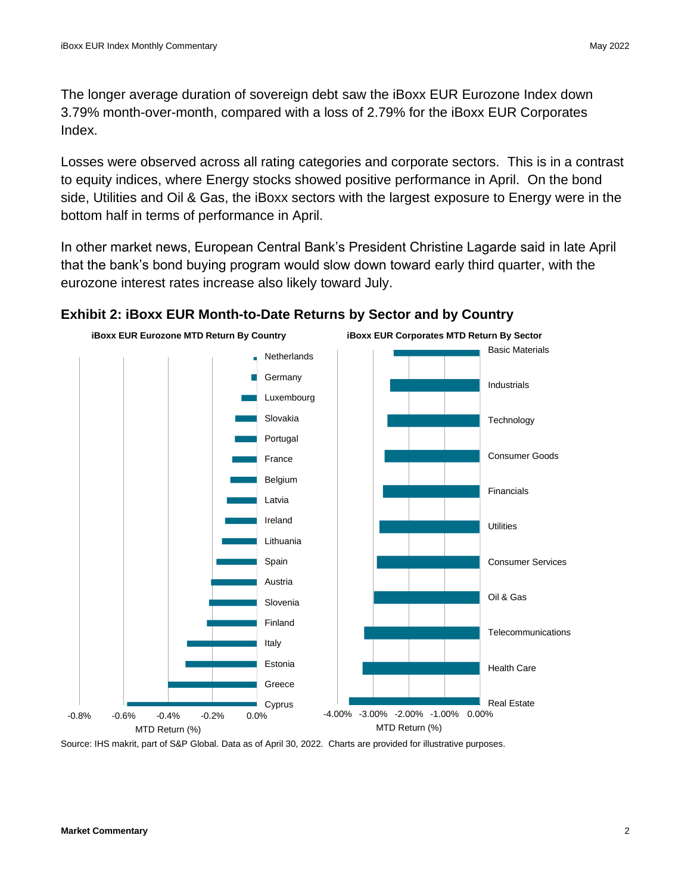The longer average duration of sovereign debt saw the iBoxx EUR Eurozone Index down 3.79% month-over-month, compared with a loss of 2.79% for the iBoxx EUR Corporates Index.

Losses were observed across all rating categories and corporate sectors. This is in a contrast to equity indices, where Energy stocks showed positive performance in April. On the bond side, Utilities and Oil & Gas, the iBoxx sectors with the largest exposure to Energy were in the bottom half in terms of performance in April.

In other market news, European Central Bank's President Christine Lagarde said in late April that the bank's bond buying program would slow down toward early third quarter, with the eurozone interest rates increase also likely toward July.

## Exhibit 2: iBoxx EUR Month-to-Date Returns by Sector and by Country

**iBoxx EUR Eurozone MTD Return By Country**

Netherlands, Germany, Luxembourg, Slovakia, Portugal, France, Belgium, Latvia, Ireland, Lithuania, Spain, Austria, Slovenia, Finland, Italy, Estonia, Greece, Cyprus

-0.8% -0.6% -0.4% -0.2% 0.0%

MTD Return (%)

**iBoxx EUR Corporates MTD Return By Sector**

Basic Materials, Industrials, Technology, Consumer Goods, Financials, Utilities, Consumer Services, Oil & Gas, Telecommunications, Health Care, Real Estate

-4.00% -3.00% -2.00% -1.00% 0.00%

MTD Return (%)

Source: IHS makrit, part of S&P Global. Data as of April 30, 2022. Charts are provided for illustrative purposes.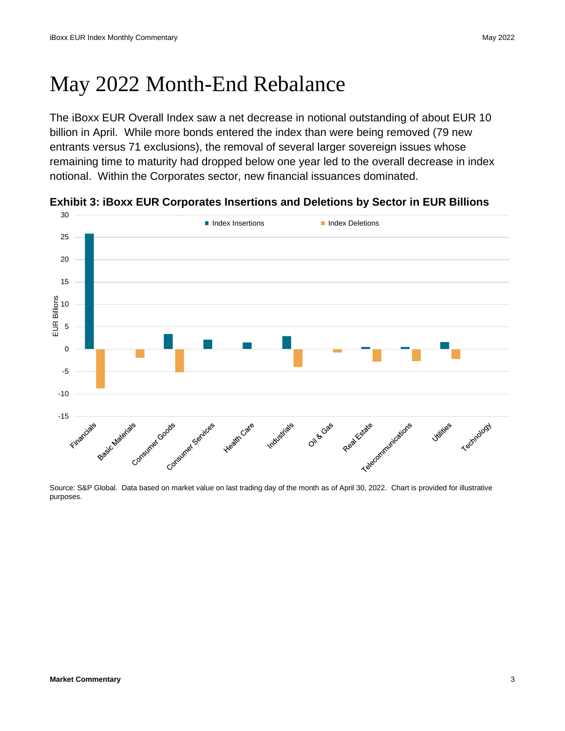# May 2022 Month-End Rebalance

The iBoxx EUR Overall Index saw a net decrease in notional outstanding of about EUR 10 billion in April. While more bonds entered the index than were being removed (79 new entrants versus 71 exclusions), the removal of several larger sovereign issues whose remaining time to maturity had dropped below one year led to the overall decrease in index notional. Within the Corporates sector, new financial issuances dominated.

**Exhibit 3: iBoxx EUR Corporates Insertions and Deletions by Sector in EUR Billions**

Source: S&P Global. Data based on market value on last trading day of the month as of April 30, 2022. Chart is provided for illustrative purposes.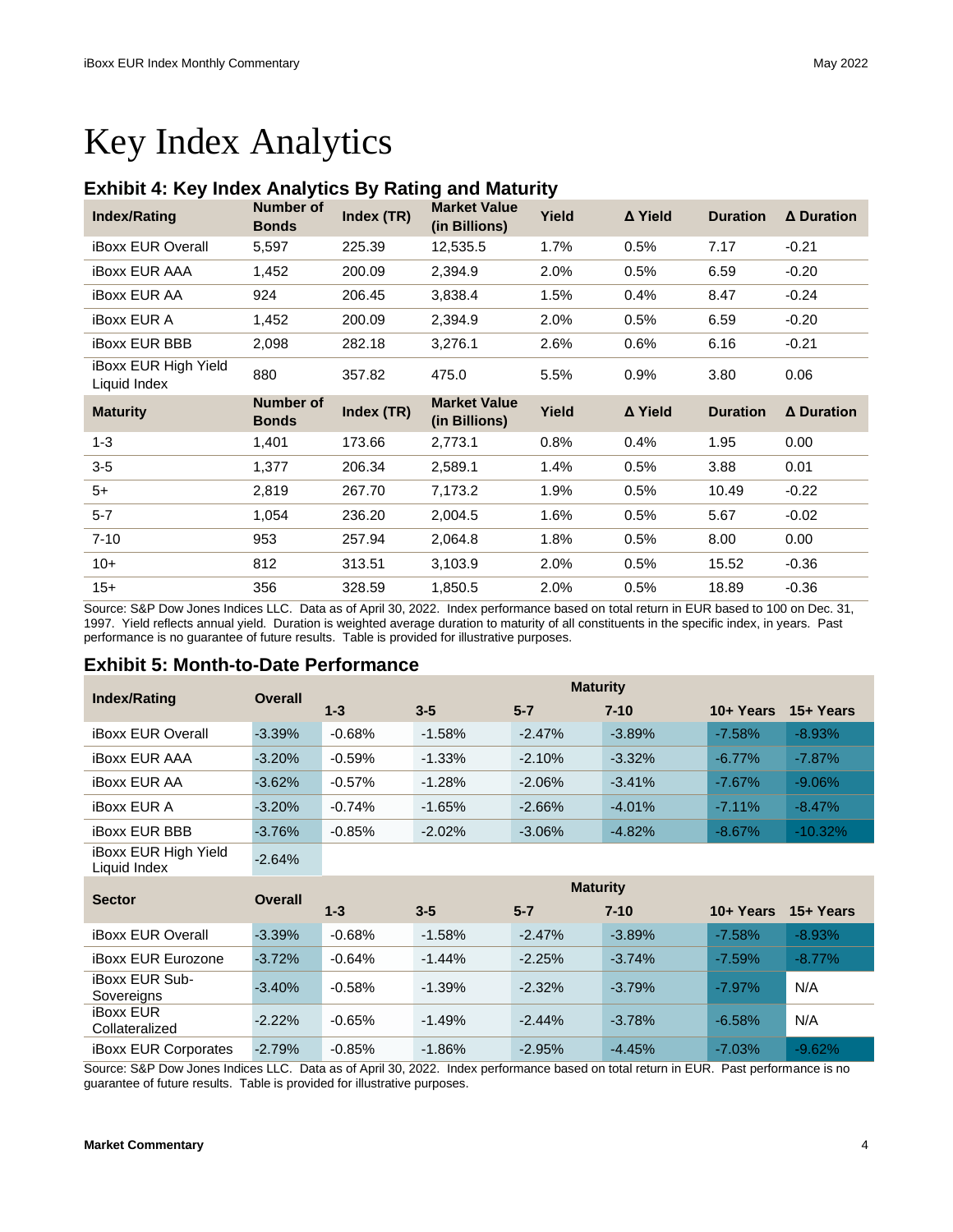# Key Index Analytics

### Exhibit 4: Key Index Analytics By Rating and Maturity

| Index/Rating | Number of Bonds | Index (TR) | Market Value (in Billions) | Yield | Δ Yield | Duration | Δ Duration |
|---|---|---|---|---|---|---|---|
| iBoxx EUR Overall | 5,597 | 225.39 | 12,535.5 | 1.7% | 0.5% | 7.17 | -0.21 |
| iBoxx EUR AAA | 1,452 | 200.09 | 2,394.9 | 2.0% | 0.5% | 6.59 | -0.20 |
| iBoxx EUR AA | 924 | 206.45 | 3,838.4 | 1.5% | 0.4% | 8.47 | -0.24 |
| iBoxx EUR A | 1,452 | 200.09 | 2,394.9 | 2.0% | 0.5% | 6.59 | -0.20 |
| iBoxx EUR BBB | 2,098 | 282.18 | 3,276.1 | 2.6% | 0.6% | 6.16 | -0.21 |
| iBoxx EUR High Yield Liquid Index | 880 | 357.82 | 475.0 | 5.5% | 0.9% | 3.80 | 0.06 |
| **Maturity** | **Number of Bonds** | **Index (TR)** | **Market Value (in Billions)** | **Yield** | **Δ Yield** | **Duration** | **Δ Duration** |
| 1-3 | 1,401 | 173.66 | 2,773.1 | 0.8% | 0.4% | 1.95 | 0.00 |
| 3-5 | 1,377 | 206.34 | 2,589.1 | 1.4% | 0.5% | 3.88 | 0.01 |
| 5+ | 2,819 | 267.70 | 7,173.2 | 1.9% | 0.5% | 10.49 | -0.22 |
| 5-7 | 1,054 | 236.20 | 2,004.5 | 1.6% | 0.5% | 5.67 | -0.02 |
| 7-10 | 953 | 257.94 | 2,064.8 | 1.8% | 0.5% | 8.00 | 0.00 |
| 10+ | 812 | 313.51 | 3,103.9 | 2.0% | 0.5% | 15.52 | -0.36 |
| 15+ | 356 | 328.59 | 1,850.5 | 2.0% | 0.5% | 18.89 | -0.36 |

Source: S&P Dow Jones Indices LLC. Data as of April 30, 2022. Index performance based on total return in EUR based to 100 on Dec. 31, 1997. Yield reflects annual yield. Duration is weighted average duration to maturity of all constituents in the specific index, in years. Past performance is no guarantee of future results. Table is provided for illustrative purposes.

### Exhibit 5: Month-to-Date Performance

| Index/Rating | Overall | Maturity | | | | | |
|---|---|---|---|---|---|---|---|
| | | 1-3 | 3-5 | 5-7 | 7-10 | 10+ Years | 15+ Years |
| iBoxx EUR Overall | -3.39% | -0.68% | -1.58% | -2.47% | -3.89% | -7.58% | -8.93% |
| iBoxx EUR AAA | -3.20% | -0.59% | -1.33% | -2.10% | -3.32% | -6.77% | -7.87% |
| iBoxx EUR AA | -3.62% | -0.57% | -1.28% | -2.06% | -3.41% | -7.67% | -9.06% |
| iBoxx EUR A | -3.20% | -0.74% | -1.65% | -2.66% | -4.01% | -7.11% | -8.47% |
| iBoxx EUR BBB | -3.76% | -0.85% | -2.02% | -3.06% | -4.82% | -8.67% | -10.32% |
| iBoxx EUR High Yield Liquid Index | -2.64% | | | | | | |
| **Sector** | **Overall** | **Maturity** | | | | | |
| | | **1-3** | **3-5** | **5-7** | **7-10** | **10+ Years** | **15+ Years** |
| iBoxx EUR Overall | -3.39% | -0.68% | -1.58% | -2.47% | -3.89% | -7.58% | -8.93% |
| iBoxx EUR Eurozone | -3.72% | -0.64% | -1.44% | -2.25% | -3.74% | -7.59% | -8.77% |
| iBoxx EUR Sub-Sovereigns | -3.40% | -0.58% | -1.39% | -2.32% | -3.79% | -7.97% | N/A |
| iBoxx EUR Collateralized | -2.22% | -0.65% | -1.49% | -2.44% | -3.78% | -6.58% | N/A |
| iBoxx EUR Corporates | -2.79% | -0.85% | -1.86% | -2.95% | -4.45% | -7.03% | -9.62% |

Source: S&P Dow Jones Indices LLC. Data as of April 30, 2022. Index performance based on total return in EUR. Past performance is no guarantee of future results. Table is provided for illustrative purposes.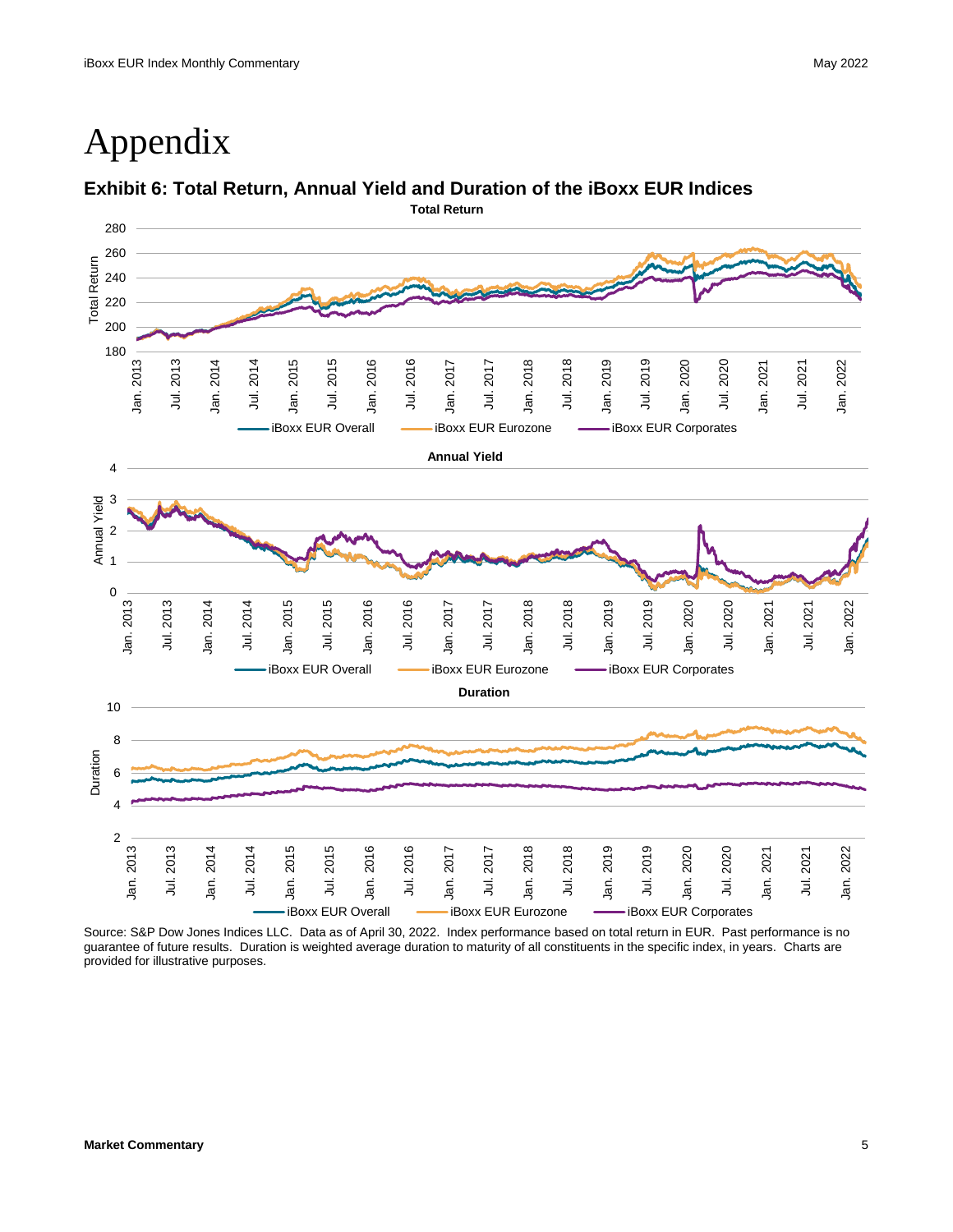# Appendix

### Exhibit 6: Total Return, Annual Yield and Duration of the iBoxx EUR Indices

Source: S&P Dow Jones Indices LLC. Data as of April 30, 2022. Index performance based on total return in EUR. Past performance is no guarantee of future results. Duration is weighted average duration to maturity of all constituents in the specific index, in years. Charts are provided for illustrative purposes.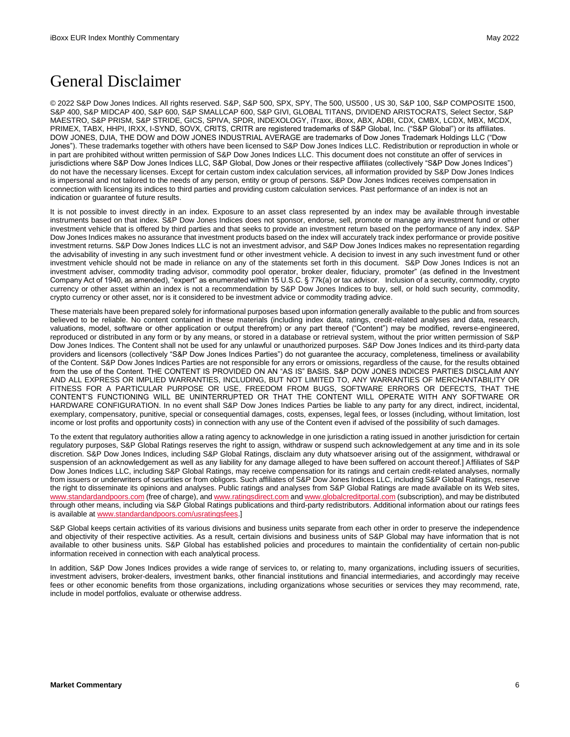# General Disclaimer

© 2022 S&P Dow Jones Indices. All rights reserved. S&P, S&P 500, SPX, SPY, The 500, US500 , US 30, S&P 100, S&P COMPOSITE 1500, S&P 400, S&P MIDCAP 400, S&P 600, S&P SMALLCAP 600, S&P GIVI, GLOBAL TITANS, DIVIDEND ARISTOCRATS, Select Sector, S&P MAESTRO, S&P PRISM, S&P STRIDE, GICS, SPIVA, SPDR, INDEXOLOGY, iTraxx, iBoxx, ABX, ADBI, CDX, CMBX, LCDX, MBX, MCDX, PRIMEX, TABX, HHPI, IRXX, I-SYND, SOVX, CRITS, CRITR are registered trademarks of S&P Global, Inc. ("S&P Global") or its affiliates. DOW JONES, DJIA, THE DOW and DOW JONES INDUSTRIAL AVERAGE are trademarks of Dow Jones Trademark Holdings LLC ("Dow Jones"). These trademarks together with others have been licensed to S&P Dow Jones Indices LLC. Redistribution or reproduction in whole or in part are prohibited without written permission of S&P Dow Jones Indices LLC. This document does not constitute an offer of services in jurisdictions where S&P Dow Jones Indices LLC, S&P Global, Dow Jones or their respective affiliates (collectively "S&P Dow Jones Indices") do not have the necessary licenses. Except for certain custom index calculation services, all information provided by S&P Dow Jones Indices is impersonal and not tailored to the needs of any person, entity or group of persons. S&P Dow Jones Indices receives compensation in connection with licensing its indices to third parties and providing custom calculation services. Past performance of an index is not an indication or guarantee of future results.

It is not possible to invest directly in an index. Exposure to an asset class represented by an index may be available through investable instruments based on that index. S&P Dow Jones Indices does not sponsor, endorse, sell, promote or manage any investment fund or other investment vehicle that is offered by third parties and that seeks to provide an investment return based on the performance of any index. S&P Dow Jones Indices makes no assurance that investment products based on the index will accurately track index performance or provide positive investment returns. S&P Dow Jones Indices LLC is not an investment advisor, and S&P Dow Jones Indices makes no representation regarding the advisability of investing in any such investment fund or other investment vehicle. A decision to invest in any such investment fund or other investment vehicle should not be made in reliance on any of the statements set forth in this document. S&P Dow Jones Indices is not an investment adviser, commodity trading advisor, commodity pool operator, broker dealer, fiduciary, promoter" (as defined in the Investment Company Act of 1940, as amended), "expert" as enumerated within 15 U.S.C. § 77k(a) or tax advisor. Inclusion of a security, commodity, crypto currency or other asset within an index is not a recommendation by S&P Dow Jones Indices to buy, sell, or hold such security, commodity, crypto currency or other asset, nor is it considered to be investment advice or commodity trading advice.

These materials have been prepared solely for informational purposes based upon information generally available to the public and from sources believed to be reliable. No content contained in these materials (including index data, ratings, credit-related analyses and data, research, valuations, model, software or other application or output therefrom) or any part thereof ("Content") may be modified, reverse-engineered, reproduced or distributed in any form or by any means, or stored in a database or retrieval system, without the prior written permission of S&P Dow Jones Indices. The Content shall not be used for any unlawful or unauthorized purposes. S&P Dow Jones Indices and its third-party data providers and licensors (collectively "S&P Dow Jones Indices Parties") do not guarantee the accuracy, completeness, timeliness or availability of the Content. S&P Dow Jones Indices Parties are not responsible for any errors or omissions, regardless of the cause, for the results obtained from the use of the Content. THE CONTENT IS PROVIDED ON AN "AS IS" BASIS. S&P DOW JONES INDICES PARTIES DISCLAIM ANY AND ALL EXPRESS OR IMPLIED WARRANTIES, INCLUDING, BUT NOT LIMITED TO, ANY WARRANTIES OF MERCHANTABILITY OR FITNESS FOR A PARTICULAR PURPOSE OR USE, FREEDOM FROM BUGS, SOFTWARE ERRORS OR DEFECTS, THAT THE CONTENT'S FUNCTIONING WILL BE UNINTERRUPTED OR THAT THE CONTENT WILL OPERATE WITH ANY SOFTWARE OR HARDWARE CONFIGURATION. In no event shall S&P Dow Jones Indices Parties be liable to any party for any direct, indirect, incidental, exemplary, compensatory, punitive, special or consequential damages, costs, expenses, legal fees, or losses (including, without limitation, lost income or lost profits and opportunity costs) in connection with any use of the Content even if advised of the possibility of such damages.

To the extent that regulatory authorities allow a rating agency to acknowledge in one jurisdiction a rating issued in another jurisdiction for certain regulatory purposes, S&P Global Ratings reserves the right to assign, withdraw or suspend such acknowledgement at any time and in its sole discretion. S&P Dow Jones Indices, including S&P Global Ratings, disclaim any duty whatsoever arising out of the assignment, withdrawal or suspension of an acknowledgement as well as any liability for any damage alleged to have been suffered on account thereof.] Affiliates of S&P Dow Jones Indices LLC, including S&P Global Ratings, may receive compensation for its ratings and certain credit-related analyses, normally from issuers or underwriters of securities or from obligors. Such affiliates of S&P Dow Jones Indices LLC, including S&P Global Ratings, reserve the right to disseminate its opinions and analyses. Public ratings and analyses from S&P Global Ratings are made available on its Web sites, www.standardandpoors.com (free of charge), and www.ratingsdirect.com and www.globalcreditportal.com (subscription), and may be distributed through other means, including via S&P Global Ratings publications and third-party redistributors. Additional information about our ratings fees is available at www.standardandpoors.com/usratingsfees.]

S&P Global keeps certain activities of its various divisions and business units separate from each other in order to preserve the independence and objectivity of their respective activities. As a result, certain divisions and business units of S&P Global may have information that is not available to other business units. S&P Global has established policies and procedures to maintain the confidentiality of certain non-public information received in connection with each analytical process.

In addition, S&P Dow Jones Indices provides a wide range of services to, or relating to, many organizations, including issuers of securities, investment advisers, broker-dealers, investment banks, other financial institutions and financial intermediaries, and accordingly may receive fees or other economic benefits from those organizations, including organizations whose securities or services they may recommend, rate, include in model portfolios, evaluate or otherwise address.